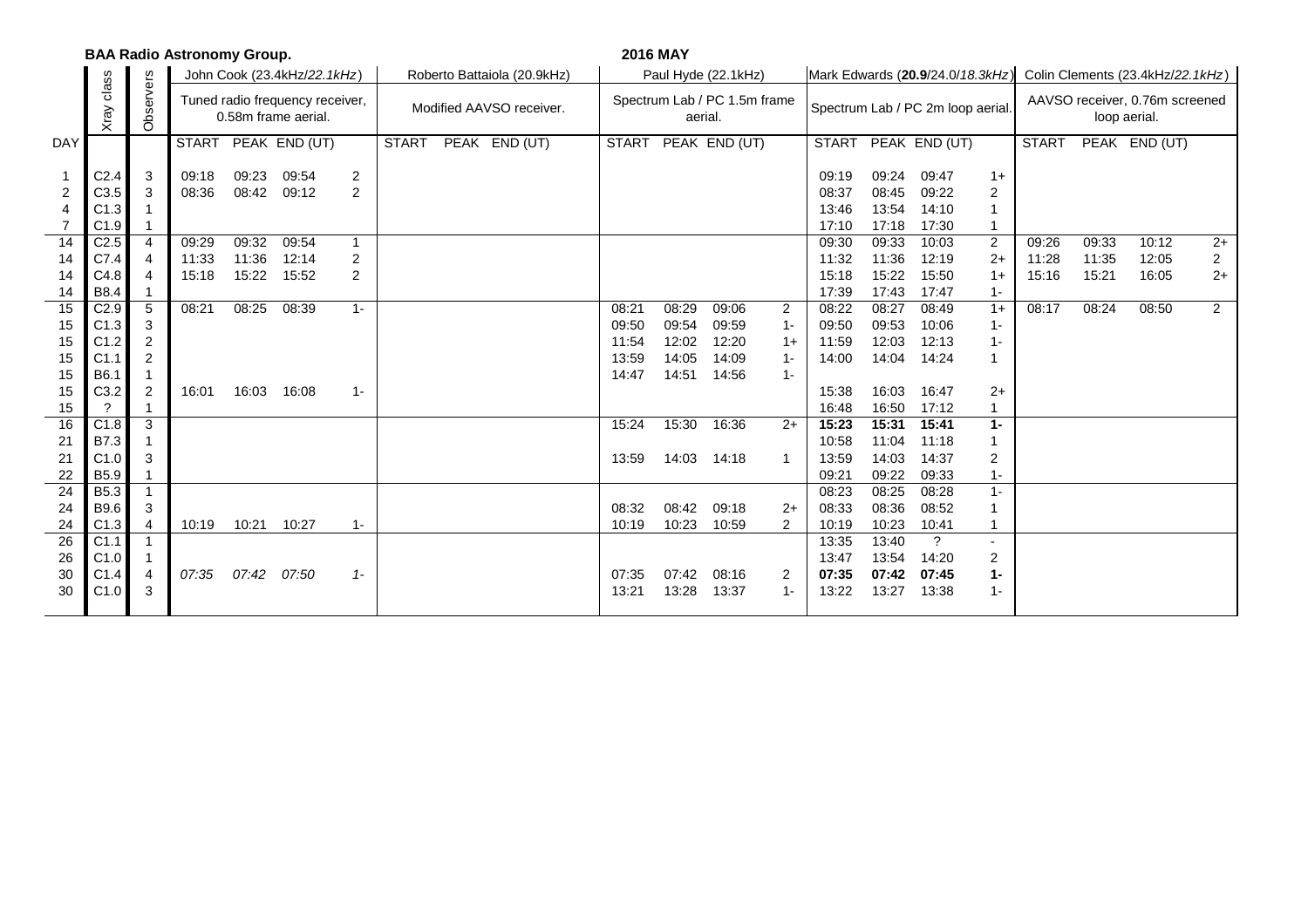**BAA Radio Astronomy Group.** **2016 MAY**

| DAY | Xray class | Observers | John Cook (23.4kHz/*22.1kHz*) | | | | Roberto Battaiola (20.9kHz) | | | | Paul Hyde (22.1kHz) | | | | Mark Edwards (**20.9**/24.0/*18.3kHz*) | | | | Colin Clements (23.4kHz/*22.1kHz*) | | | |
|---|---|---|---|---|---|---|---|---|---|---|---|---|---|---|---|---|---|---|---|---|---|---|
| | | | Tuned radio frequency receiver, 0.58m frame aerial. | | | | Modified AAVSO receiver. | | | | Spectrum Lab / PC 1.5m frame aerial. | | | | Spectrum Lab / PC 2m loop aerial. | | | | AAVSO receiver, 0.76m screened loop aerial. | | | |
| | | | START | PEAK | END (UT) | | START | PEAK | END (UT) | | START | PEAK | END (UT) | | START | PEAK | END (UT) | | START | PEAK | END (UT) | |
| 1 | C2.4 | 3 | 09:18 | 09:23 | 09:54 | 2 | | | | | | | | | 09:19 | 09:24 | 09:47 | 1+ | | | | |
| 2 | C3.5 | 3 | 08:36 | 08:42 | 09:12 | 2 | | | | | | | | | 08:37 | 08:45 | 09:22 | 2 | | | | |
| 4 | C1.3 | 1 | | | | | | | | | | | | | 13:46 | 13:54 | 14:10 | 1 | | | | |
| 7 | C1.9 | 1 | | | | | | | | | | | | | 17:10 | 17:18 | 17:30 | 1 | | | | |
| 14 | C2.5 | 4 | 09:29 | 09:32 | 09:54 | 1 | | | | | | | | | 09:30 | 09:33 | 10:03 | 2 | 09:26 | 09:33 | 10:12 | 2+ |
| 14 | C7.4 | 4 | 11:33 | 11:36 | 12:14 | 2 | | | | | | | | | 11:32 | 11:36 | 12:19 | 2+ | 11:28 | 11:35 | 12:05 | 2 |
| 14 | C4.8 | 4 | 15:18 | 15:22 | 15:52 | 2 | | | | | | | | | 15:18 | 15:22 | 15:50 | 1+ | 15:16 | 15:21 | 16:05 | 2+ |
| 14 | B8.4 | 1 | | | | | | | | | | | | | 17:39 | 17:43 | 17:47 | 1- | | | | |
| 15 | C2.9 | 5 | 08:21 | 08:25 | 08:39 | 1- | | | | | 08:21 | 08:29 | 09:06 | 2 | 08:22 | 08:27 | 08:49 | 1+ | 08:17 | 08:24 | 08:50 | 2 |
| 15 | C1.3 | 3 | | | | | | | | | 09:50 | 09:54 | 09:59 | 1- | 09:50 | 09:53 | 10:06 | 1- | | | | |
| 15 | C1.2 | 2 | | | | | | | | | 11:54 | 12:02 | 12:20 | 1+ | 11:59 | 12:03 | 12:13 | 1- | | | | |
| 15 | C1.1 | 2 | | | | | | | | | 13:59 | 14:05 | 14:09 | 1- | 14:00 | 14:04 | 14:24 | 1 | | | | |
| 15 | B6.1 | 1 | | | | | | | | | 14:47 | 14:51 | 14:56 | 1- | | | | | | | | |
| 15 | C3.2 | 2 | 16:01 | 16:03 | 16:08 | 1- | | | | | | | | | 15:38 | 16:03 | 16:47 | 2+ | | | | |
| 15 | ? | 1 | | | | | | | | | | | | | 16:48 | 16:50 | 17:12 | 1 | | | | |
| 16 | C1.8 | 3 | | | | | | | | | 15:24 | 15:30 | 16:36 | 2+ | **15:23** | **15:31** | **15:41** | **1-** | | | | |
| 21 | B7.3 | 1 | | | | | | | | | | | | | 10:58 | 11:04 | 11:18 | 1 | | | | |
| 21 | C1.0 | 3 | | | | | | | | | 13:59 | 14:03 | 14:18 | 1 | 13:59 | 14:03 | 14:37 | 2 | | | | |
| 22 | B5.9 | 1 | | | | | | | | | | | | | 09:21 | 09:22 | 09:33 | 1- | | | | |
| 24 | B5.3 | 1 | | | | | | | | | | | | | 08:23 | 08:25 | 08:28 | 1- | | | | |
| 24 | B9.6 | 3 | | | | | | | | | 08:32 | 08:42 | 09:18 | 2+ | 08:33 | 08:36 | 08:52 | 1 | | | | |
| 24 | C1.3 | 4 | 10:19 | 10:21 | 10:27 | 1- | | | | | 10:19 | 10:23 | 10:59 | 2 | 10:19 | 10:23 | 10:41 | 1 | | | | |
| 26 | C1.1 | 1 | | | | | | | | | | | | | 13:35 | 13:40 | ? | - | | | | |
| 26 | C1.0 | 1 | | | | | | | | | | | | | 13:47 | 13:54 | 14:20 | 2 | | | | |
| 30 | C1.4 | 4 | *07:35* | *07:42* | *07:50* | *1-* | | | | | 07:35 | 07:42 | 08:16 | 2 | **07:35** | **07:42** | **07:45** | **1-** | | | | |
| 30 | C1.0 | 3 | | | | | | | | | 13:21 | 13:28 | 13:37 | 1- | 13:22 | 13:27 | 13:38 | 1- | | | | |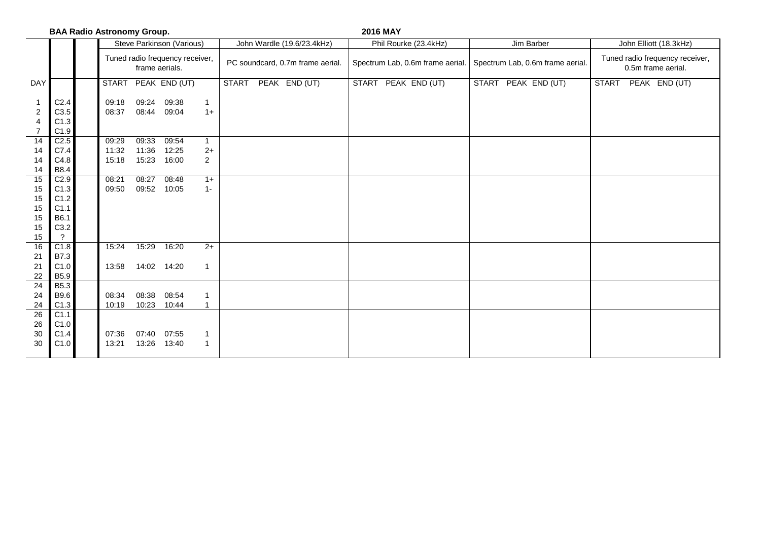**BAA Radio Astronomy Group.** **2016 MAY**

| DAY | | | Steve Parkinson (Various) | | | | John Wardle (19.6/23.4kHz) | | | Phil Rourke (23.4kHz) | | | Jim Barber | | | John Elliott (18.3kHz) | | |
|---|---|---|---|---|---|---|---|---|---|---|---|---|---|---|---|---|---|---|
| | | | Tuned radio frequency receiver, frame aerials. | | | | PC soundcard, 0.7m frame aerial. | | | Spectrum Lab, 0.6m frame aerial. | | | Spectrum Lab, 0.6m frame aerial. | | | Tuned radio frequency receiver, 0.5m frame aerial. | | |
| DAY | | | START | PEAK | END (UT) | | START | PEAK | END (UT) | START | PEAK | END (UT) | START | PEAK | END (UT) | START | PEAK | END (UT) |
| 1 | C2.4 | | 09:18 | 09:24 | 09:38 | 1 | | | | | | | | | | | | |
| 2 | C3.5 | | 08:37 | 08:44 | 09:04 | 1+ | | | | | | | | | | | | |
| 4 | C1.3 | | | | | | | | | | | | | | | | | |
| 7 | C1.9 | | | | | | | | | | | | | | | | | |
| 14 | C2.5 | | 09:29 | 09:33 | 09:54 | 1 | | | | | | | | | | | | |
| 14 | C7.4 | | 11:32 | 11:36 | 12:25 | 2+ | | | | | | | | | | | | |
| 14 | C4.8 | | 15:18 | 15:23 | 16:00 | 2 | | | | | | | | | | | | |
| 14 | B8.4 | | | | | | | | | | | | | | | | | |
| 15 | C2.9 | | 08:21 | 08:27 | 08:48 | 1+ | | | | | | | | | | | | |
| 15 | C1.3 | | 09:50 | 09:52 | 10:05 | 1- | | | | | | | | | | | | |
| 15 | C1.2 | | | | | | | | | | | | | | | | | |
| 15 | C1.1 | | | | | | | | | | | | | | | | | |
| 15 | B6.1 | | | | | | | | | | | | | | | | | |
| 15 | C3.2 | | | | | | | | | | | | | | | | | |
| 15 | ? | | | | | | | | | | | | | | | | | |
| 16 | C1.8 | | 15:24 | 15:29 | 16:20 | 2+ | | | | | | | | | | | | |
| 21 | B7.3 | | | | | | | | | | | | | | | | | |
| 21 | C1.0 | | 13:58 | 14:02 | 14:20 | 1 | | | | | | | | | | | | |
| 22 | B5.9 | | | | | | | | | | | | | | | | | |
| 24 | B5.3 | | | | | | | | | | | | | | | | | |
| 24 | B9.6 | | 08:34 | 08:38 | 08:54 | 1 | | | | | | | | | | | | |
| 24 | C1.3 | | 10:19 | 10:23 | 10:44 | 1 | | | | | | | | | | | | |
| 26 | C1.1 | | | | | | | | | | | | | | | | | |
| 26 | C1.0 | | | | | | | | | | | | | | | | | |
| 30 | C1.4 | | 07:36 | 07:40 | 07:55 | 1 | | | | | | | | | | | | |
| 30 | C1.0 | | 13:21 | 13:26 | 13:40 | 1 | | | | | | | | | | | | |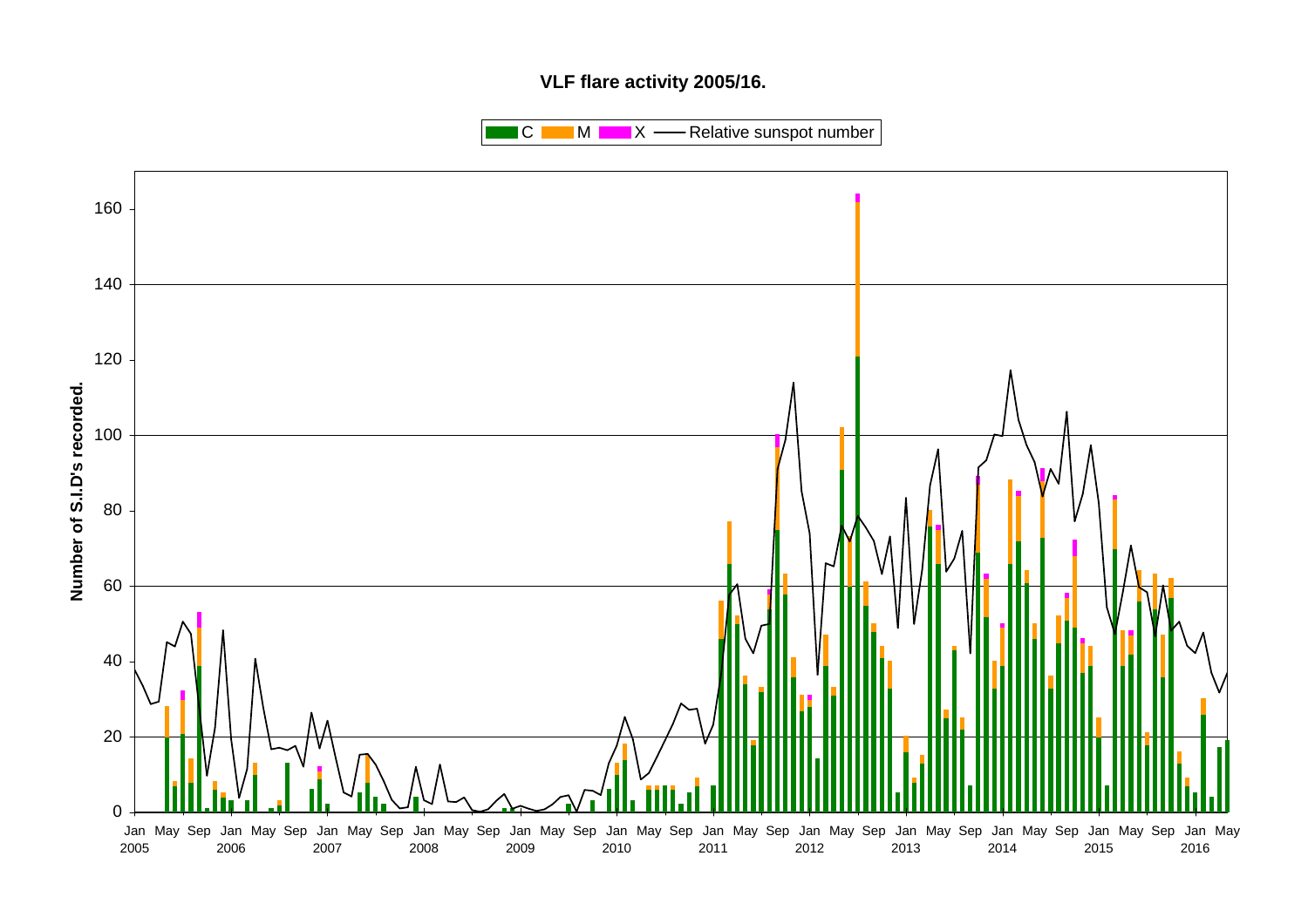**VLF flare activity 2005/16.**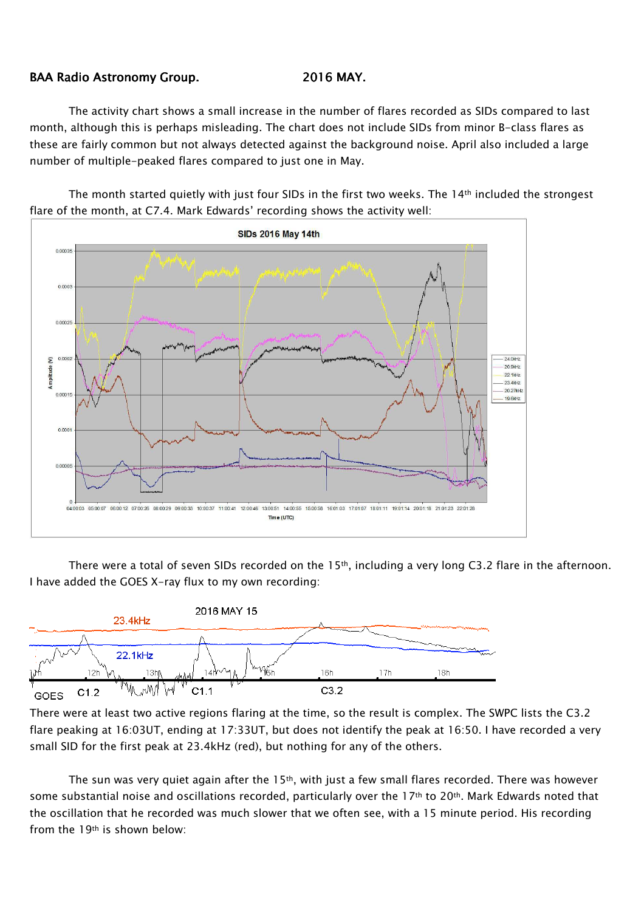**BAA Radio Astronomy Group.** **2016 MAY.**

The activity chart shows a small increase in the number of flares recorded as SIDs compared to last month, although this is perhaps misleading. The chart does not include SIDs from minor B-class flares as these are fairly common but not always detected against the background noise. April also included a large number of multiple-peaked flares compared to just one in May.

The month started quietly with just four SIDs in the first two weeks. The 14th included the strongest flare of the month, at C7.4. Mark Edwards' recording shows the activity well:

There were a total of seven SIDs recorded on the 15th, including a very long C3.2 flare in the afternoon. I have added the GOES X-ray flux to my own recording:

There were at least two active regions flaring at the time, so the result is complex. The SWPC lists the C3.2 flare peaking at 16:03UT, ending at 17:33UT, but does not identify the peak at 16:50. I have recorded a very small SID for the first peak at 23.4kHz (red), but nothing for any of the others.

The sun was very quiet again after the 15th, with just a few small flares recorded. There was however some substantial noise and oscillations recorded, particularly over the 17th to 20th. Mark Edwards noted that the oscillation that he recorded was much slower that we often see, with a 15 minute period. His recording from the 19th is shown below: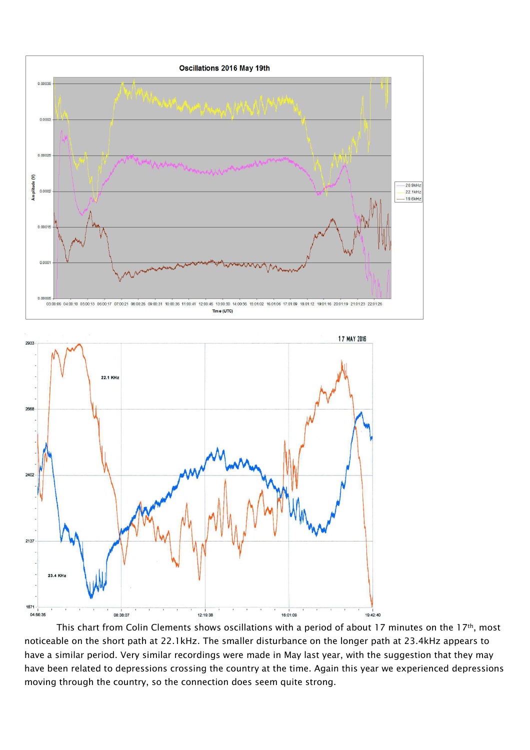This chart from Colin Clements shows oscillations with a period of about 17 minutes on the 17th, most noticeable on the short path at 22.1kHz. The smaller disturbance on the longer path at 23.4kHz appears to have a similar period. Very similar recordings were made in May last year, with the suggestion that they may have been related to depressions crossing the country at the time. Again this year we experienced depressions moving through the country, so the connection does seem quite strong.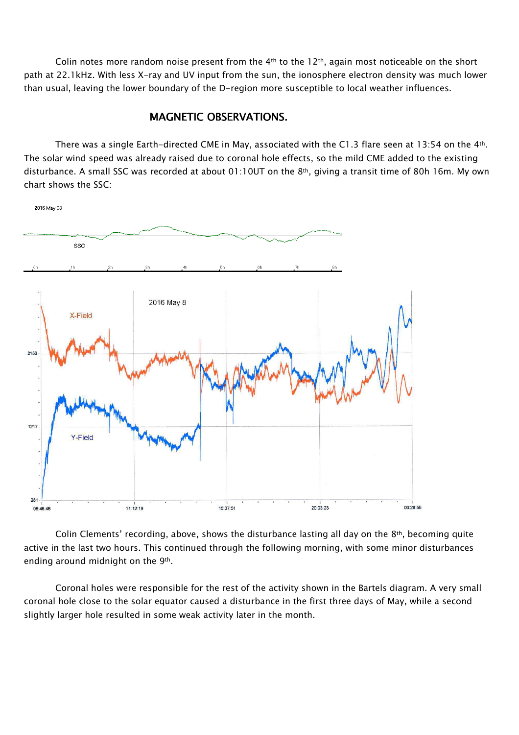Colin notes more random noise present from the 4th to the 12th, again most noticeable on the short path at 22.1kHz. With less X-ray and UV input from the sun, the ionosphere electron density was much lower than usual, leaving the lower boundary of the D-region more susceptible to local weather influences.

## MAGNETIC OBSERVATIONS.

There was a single Earth-directed CME in May, associated with the C1.3 flare seen at 13:54 on the 4th. The solar wind speed was already raised due to coronal hole effects, so the mild CME added to the existing disturbance. A small SSC was recorded at about 01:10UT on the 8th, giving a transit time of 80h 16m. My own chart shows the SSC:

Colin Clements' recording, above, shows the disturbance lasting all day on the 8th, becoming quite active in the last two hours. This continued through the following morning, with some minor disturbances ending around midnight on the 9th.

Coronal holes were responsible for the rest of the activity shown in the Bartels diagram. A very small coronal hole close to the solar equator caused a disturbance in the first three days of May, while a second slightly larger hole resulted in some weak activity later in the month.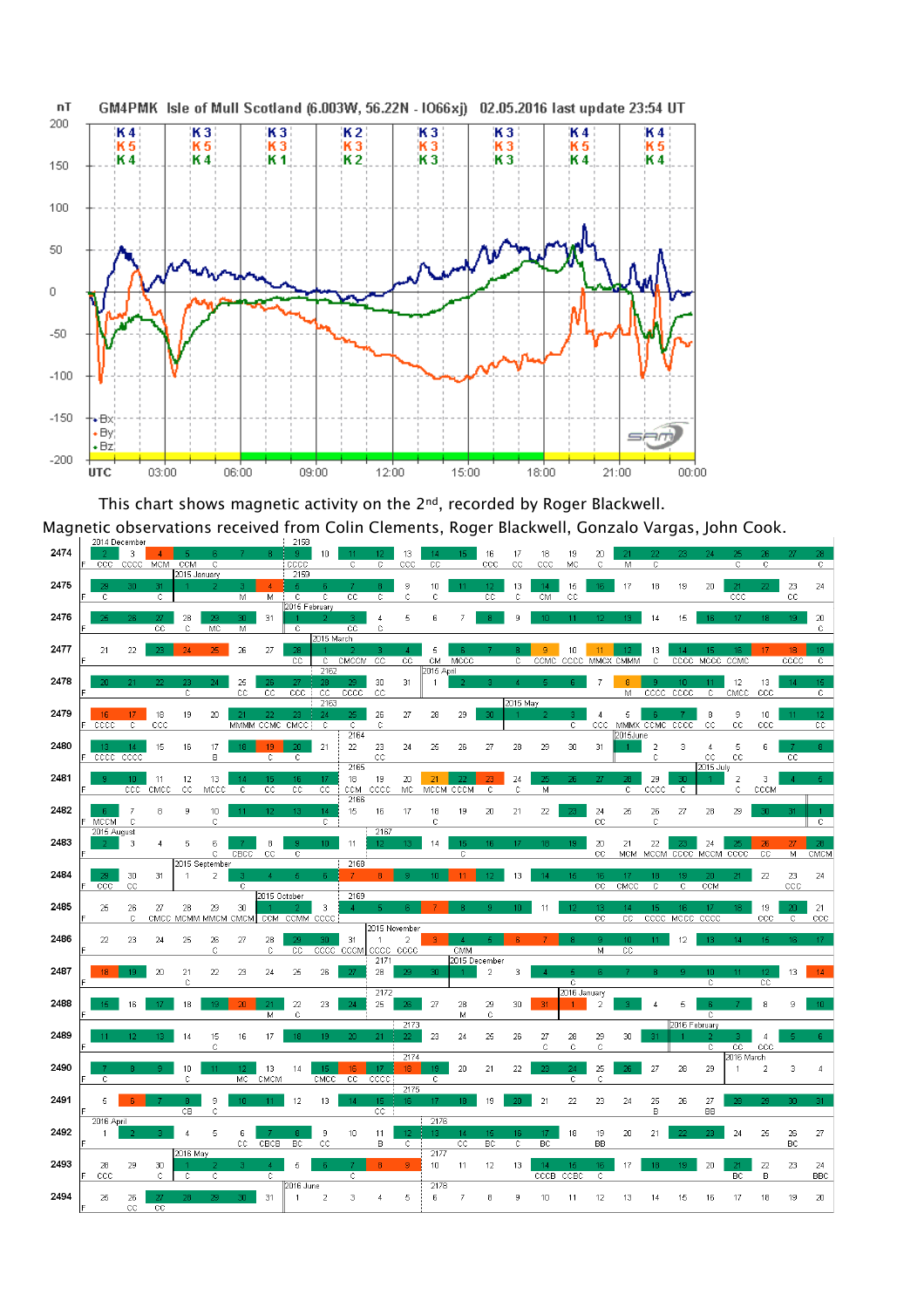nT GM4PMK Isle of Mull Scotland (6.003W, 56.22N - IO66xj) 02.05.2016 last update 23:54 UT

K 4 K 5 K 4 | K 3 K 5 K 4 | K 3 K 3 K 1 | K 2 K 3 K 2 | K 3 K 3 K 3 | K 3 K 3 K 3 | K 4 K 5 K 4 | K 4 K 5 K 4

200, 150, 100, 50, 0, -50, -100, -150, -200

Bx
By
Bz

UTC 03:00 06:00 09:00 12:00 15:00 18:00 21:00 00:00

This chart shows magnetic activity on the 2nd, recorded by Roger Blackwell.

Magnetic observations received from Colin Clements, Roger Blackwell, Gonzalo Vargas, John Cook.

2474 2475 2476 2477 2478 2479 2480 2481 2482 2483 2484 2485 2486 2487 2488 2489 2490 2491 2492 2493 2494

2014 December, 2015 January, 2015 February, 2015 March, 2015 April, 2015 May, 2015 June, 2015 July, 2015 August, 2015 September, 2015 October, 2015 November, 2015 December, 2016 January, 2016 February, 2016 March, 2016 April, 2016 May, 2016 June

2158 2159 2160 2161 2162 2163 2164 2165 2166 2167 2168 2169 2170 2171 2172 2173 2174 2175 2176 2177 2178